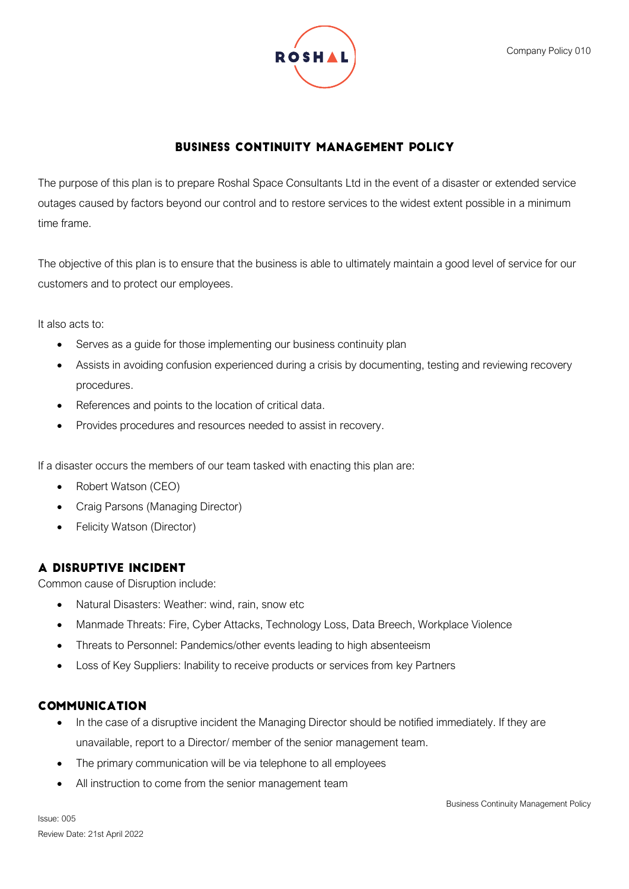# BUSINESS CONTINUITY MANAGEMENT POLICY

The purpose of this plan is to prepare Roshal Space Consultants Ltd in the event of a disaster or extended service outages caused by factors beyond our control and to restore services to the widest extent possible in a minimum time frame.

The objective of this plan is to ensure that the business is able to ultimately maintain a good level of service for our customers and to protect our employees.

It also acts to:

- Serves as a guide for those implementing our business continuity plan
- Assists in avoiding confusion experienced during a crisis by documenting, testing and reviewing recovery procedures.
- References and points to the location of critical data.
- Provides procedures and resources needed to assist in recovery.

If a disaster occurs the members of our team tasked with enacting this plan are:

- Robert Watson (CEO)
- Craig Parsons (Managing Director)
- Felicity Watson (Director)

## A DISRUPTIVE INCIDENT

Common cause of Disruption include:

- Natural Disasters: Weather: wind, rain, snow etc
- Manmade Threats: Fire, Cyber Attacks, Technology Loss, Data Breech, Workplace Violence
- Threats to Personnel: Pandemics/other events leading to high absenteeism
- Loss of Key Suppliers: Inability to receive products or services from key Partners

## COMMUNICATION

- In the case of a disruptive incident the Managing Director should be notified immediately. If they are unavailable, report to a Director/ member of the senior management team.
- The primary communication will be via telephone to all employees
- All instruction to come from the senior management team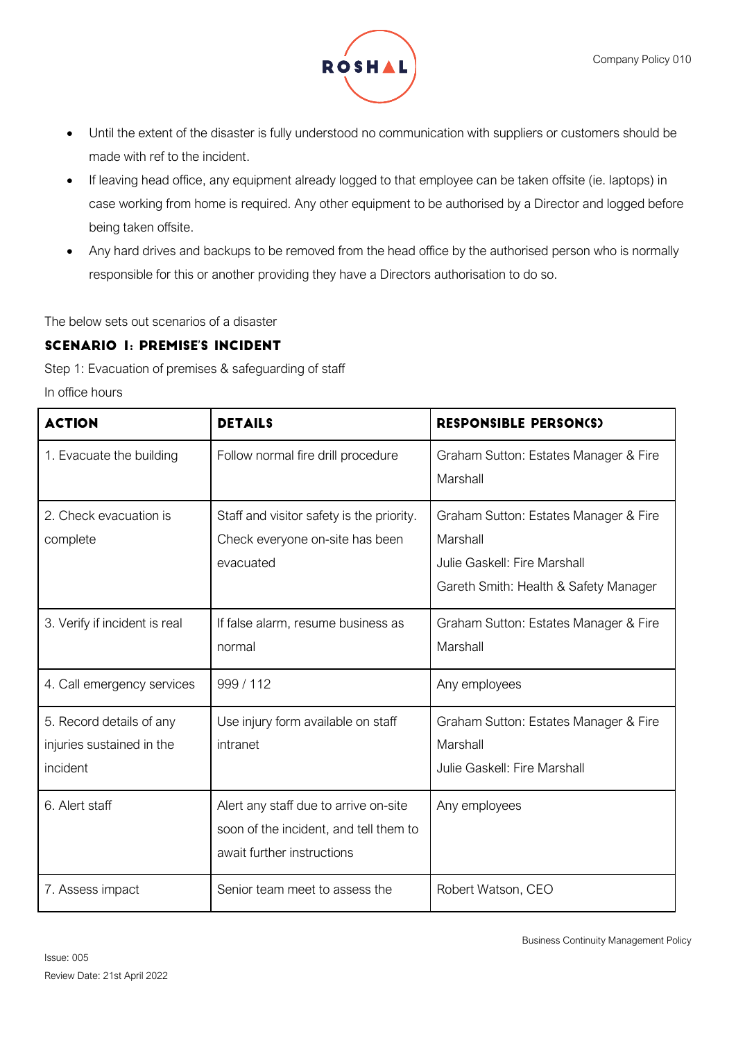- Until the extent of the disaster is fully understood no communication with suppliers or customers should be made with ref to the incident.
- If leaving head office, any equipment already logged to that employee can be taken offsite (ie. laptops) in case working from home is required. Any other equipment to be authorised by a Director and logged before being taken offsite.
- Any hard drives and backups to be removed from the head office by the authorised person who is normally responsible for this or another providing they have a Directors authorisation to do so.

The below sets out scenarios of a disaster

### SCENARIO 1: PREMISE'S INCIDENT

Step 1: Evacuation of premises & safeguarding of staff

In office hours

| ACTION | DETAILS | RESPONSIBLE PERSON(S) |
|---|---|---|
| 1. Evacuate the building | Follow normal fire drill procedure | Graham Sutton: Estates Manager & Fire Marshall |
| 2. Check evacuation is complete | Staff and visitor safety is the priority. Check everyone on-site has been evacuated | Graham Sutton: Estates Manager & Fire Marshall<br>Julie Gaskell: Fire Marshall<br>Gareth Smith: Health & Safety Manager |
| 3. Verify if incident is real | If false alarm, resume business as normal | Graham Sutton: Estates Manager & Fire Marshall |
| 4. Call emergency services | 999 / 112 | Any employees |
| 5. Record details of any injuries sustained in the incident | Use injury form available on staff intranet | Graham Sutton: Estates Manager & Fire Marshall<br>Julie Gaskell: Fire Marshall |
| 6. Alert staff | Alert any staff due to arrive on-site soon of the incident, and tell them to await further instructions | Any employees |
| 7. Assess impact | Senior team meet to assess the | Robert Watson, CEO |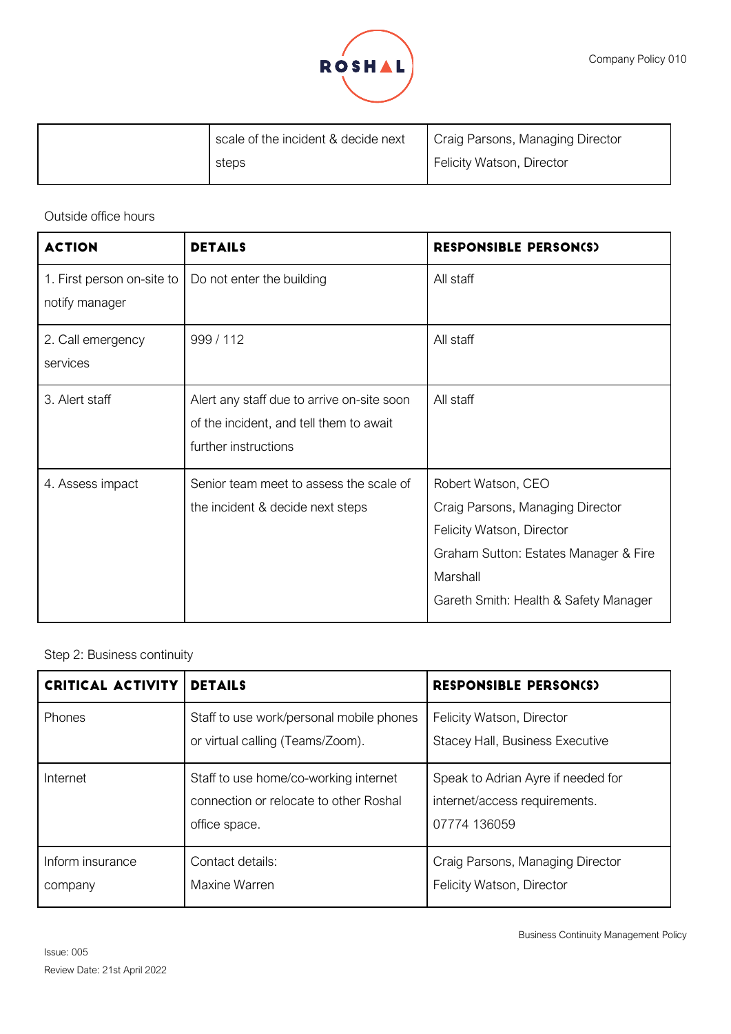| | scale of the incident & decide next steps | Craig Parsons, Managing Director<br>Felicity Watson, Director |
|---|---|---|

Outside office hours

| ACTION | DETAILS | RESPONSIBLE PERSON(S) |
|---|---|---|
| 1. First person on-site to notify manager | Do not enter the building | All staff |
| 2. Call emergency services | 999 / 112 | All staff |
| 3. Alert staff | Alert any staff due to arrive on-site soon of the incident, and tell them to await further instructions | All staff |
| 4. Assess impact | Senior team meet to assess the scale of the incident & decide next steps | Robert Watson, CEO<br>Craig Parsons, Managing Director<br>Felicity Watson, Director<br>Graham Sutton: Estates Manager & Fire Marshall<br>Gareth Smith: Health & Safety Manager |

Step 2: Business continuity

| CRITICAL ACTIVITY | DETAILS | RESPONSIBLE PERSON(S) |
|---|---|---|
| Phones | Staff to use work/personal mobile phones or virtual calling (Teams/Zoom). | Felicity Watson, Director<br>Stacey Hall, Business Executive |
| Internet | Staff to use home/co-working internet connection or relocate to other Roshal office space. | Speak to Adrian Ayre if needed for internet/access requirements.<br>07774 136059 |
| Inform insurance company | Contact details:<br>Maxine Warren | Craig Parsons, Managing Director<br>Felicity Watson, Director |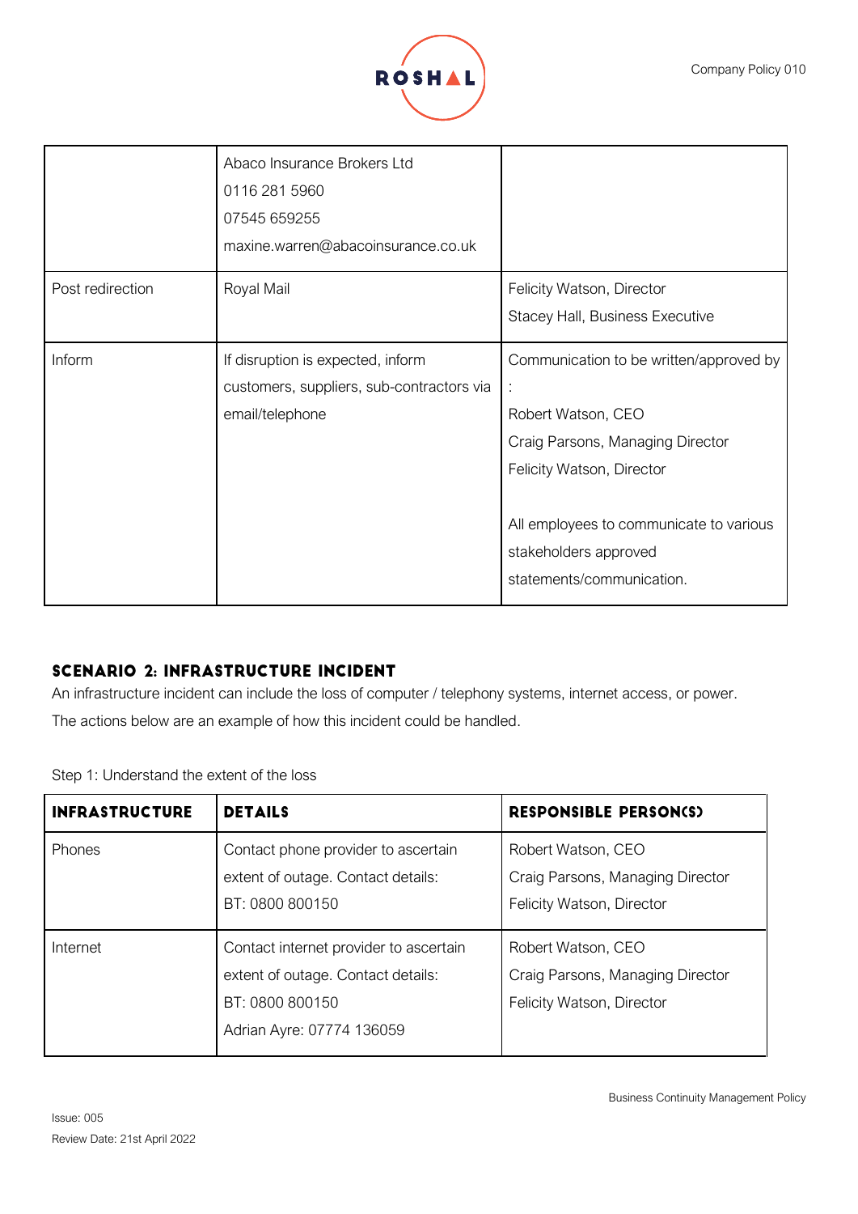|  | Abaco Insurance Brokers Ltd<br>0116 281 5960<br>07545 659255<br>maxine.warren@abacoinsurance.co.uk |  |
|---|---|---|
| Post redirection | Royal Mail | Felicity Watson, Director<br>Stacey Hall, Business Executive |
| Inform | If disruption is expected, inform customers, suppliers, sub-contractors via email/telephone | Communication to be written/approved by :<br>Robert Watson, CEO<br>Craig Parsons, Managing Director<br>Felicity Watson, Director<br><br>All employees to communicate to various stakeholders approved statements/communication. |

## SCENARIO 2: INFRASTRUCTURE INCIDENT

An infrastructure incident can include the loss of computer / telephony systems, internet access, or power.

The actions below are an example of how this incident could be handled.

Step 1: Understand the extent of the loss

| INFRASTRUCTURE | DETAILS | RESPONSIBLE PERSON(S) |
|---|---|---|
| Phones | Contact phone provider to ascertain extent of outage. Contact details:<br>BT: 0800 800150 | Robert Watson, CEO<br>Craig Parsons, Managing Director<br>Felicity Watson, Director |
| Internet | Contact internet provider to ascertain extent of outage. Contact details:<br>BT: 0800 800150<br>Adrian Ayre: 07774 136059 | Robert Watson, CEO<br>Craig Parsons, Managing Director<br>Felicity Watson, Director |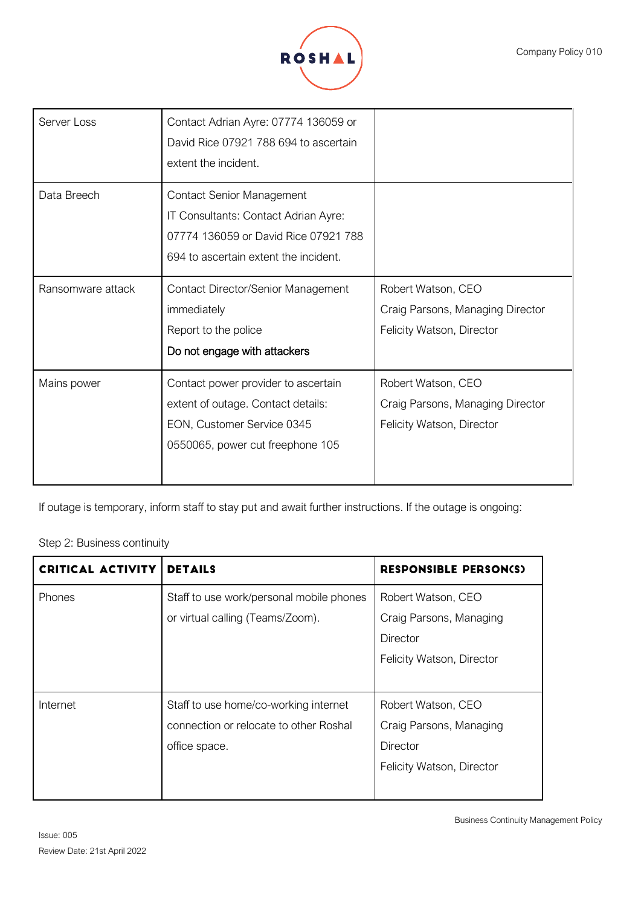| | | |
|---|---|---|
| Server Loss | Contact Adrian Ayre: 07774 136059 or David Rice 07921 788 694 to ascertain extent the incident. | |
| Data Breech | Contact Senior Management<br>IT Consultants: Contact Adrian Ayre: 07774 136059 or David Rice 07921 788 694 to ascertain extent the incident. | |
| Ransomware attack | Contact Director/Senior Management immediately<br>Report to the police<br>Do not engage with attackers | Robert Watson, CEO<br>Craig Parsons, Managing Director<br>Felicity Watson, Director |
| Mains power | Contact power provider to ascertain extent of outage. Contact details: EON, Customer Service 0345 0550065, power cut freephone 105 | Robert Watson, CEO<br>Craig Parsons, Managing Director<br>Felicity Watson, Director |

If outage is temporary, inform staff to stay put and await further instructions. If the outage is ongoing:

Step 2: Business continuity

| **CRITICAL ACTIVITY** | **DETAILS** | **RESPONSIBLE PERSON(S)** |
|---|---|---|
| Phones | Staff to use work/personal mobile phones or virtual calling (Teams/Zoom). | Robert Watson, CEO<br>Craig Parsons, Managing Director<br>Felicity Watson, Director |
| Internet | Staff to use home/co-working internet connection or relocate to other Roshal office space. | Robert Watson, CEO<br>Craig Parsons, Managing Director<br>Felicity Watson, Director |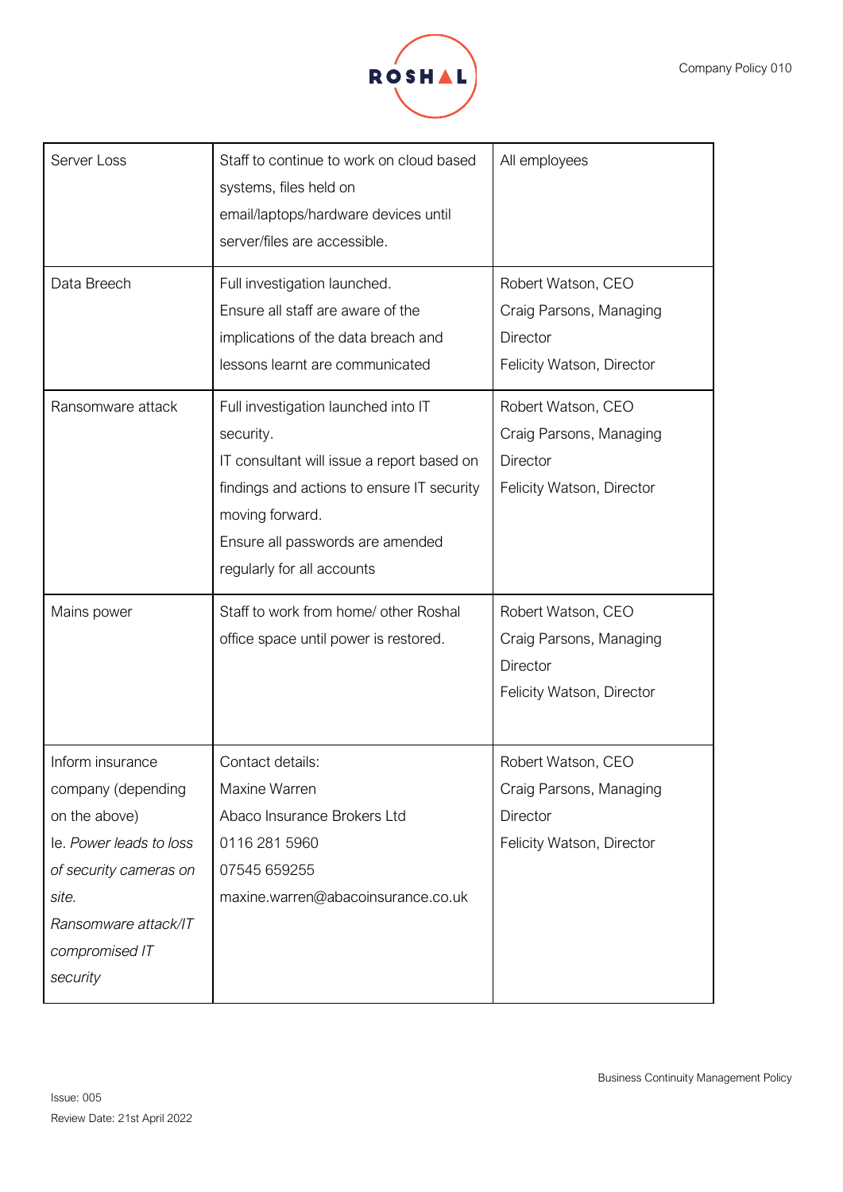| Server Loss | Staff to continue to work on cloud based systems, files held on email/laptops/hardware devices until server/files are accessible. | All employees |
|---|---|---|
| Data Breech | Full investigation launched.<br>Ensure all staff are aware of the implications of the data breach and lessons learnt are communicated | Robert Watson, CEO<br>Craig Parsons, Managing Director<br>Felicity Watson, Director |
| Ransomware attack | Full investigation launched into IT security.<br>IT consultant will issue a report based on findings and actions to ensure IT security moving forward.<br>Ensure all passwords are amended regularly for all accounts | Robert Watson, CEO<br>Craig Parsons, Managing Director<br>Felicity Watson, Director |
| Mains power | Staff to work from home/ other Roshal office space until power is restored. | Robert Watson, CEO<br>Craig Parsons, Managing Director<br>Felicity Watson, Director |
| Inform insurance company (depending on the above)<br>Ie. *Power leads to loss of security cameras on site.*<br>*Ransomware attack/IT compromised IT security* | Contact details:<br>Maxine Warren<br>Abaco Insurance Brokers Ltd<br>0116 281 5960<br>07545 659255<br>maxine.warren@abacoinsurance.co.uk | Robert Watson, CEO<br>Craig Parsons, Managing Director<br>Felicity Watson, Director |

Issue: 005
Review Date: 21st April 2022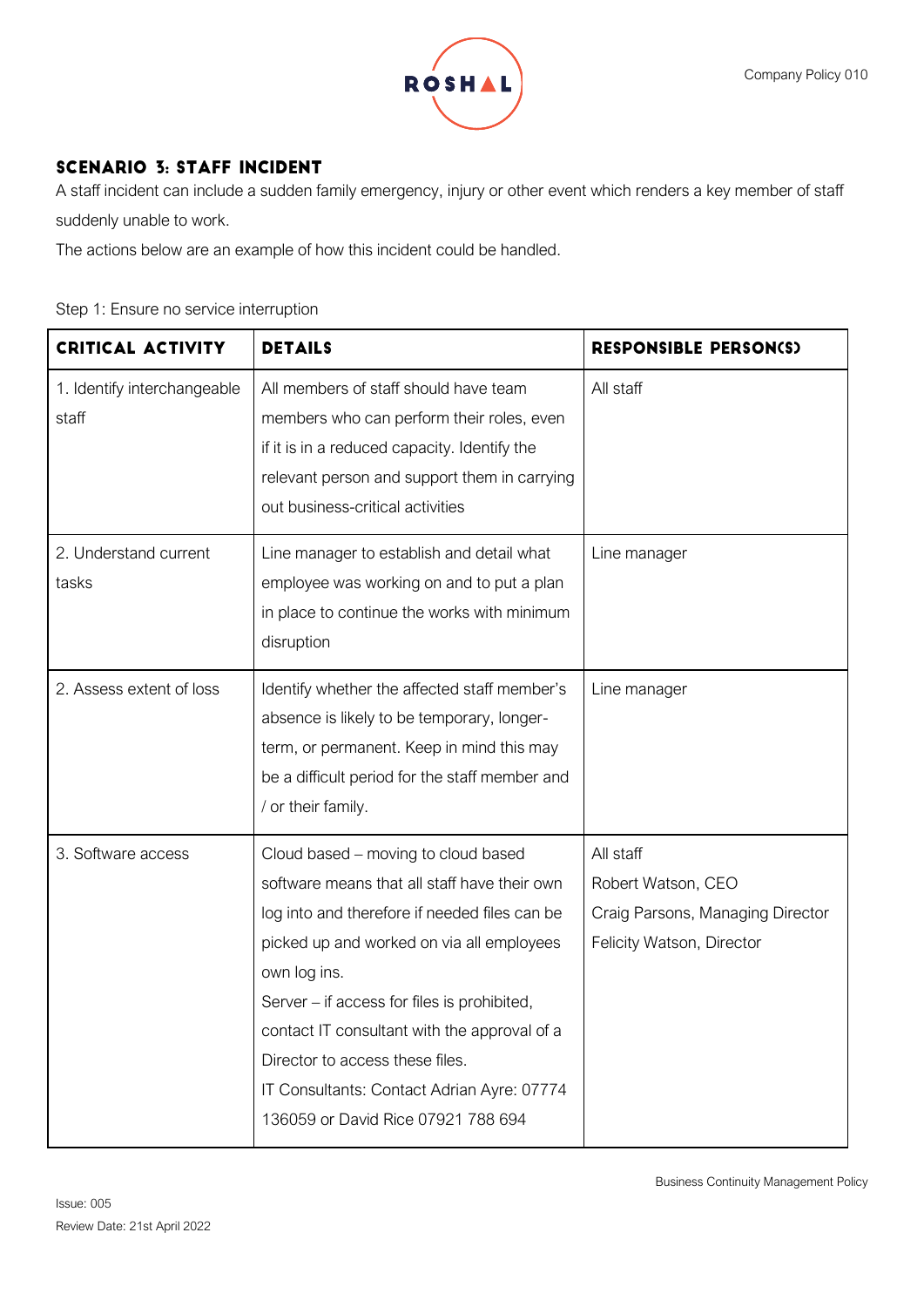## SCENARIO 3: STAFF INCIDENT

A staff incident can include a sudden family emergency, injury or other event which renders a key member of staff suddenly unable to work.

The actions below are an example of how this incident could be handled.

Step 1: Ensure no service interruption

| CRITICAL ACTIVITY | DETAILS | RESPONSIBLE PERSON(S) |
|---|---|---|
| 1. Identify interchangeable staff | All members of staff should have team members who can perform their roles, even if it is in a reduced capacity. Identify the relevant person and support them in carrying out business-critical activities | All staff |
| 2. Understand current tasks | Line manager to establish and detail what employee was working on and to put a plan in place to continue the works with minimum disruption | Line manager |
| 2. Assess extent of loss | Identify whether the affected staff member's absence is likely to be temporary, longer-term, or permanent. Keep in mind this may be a difficult period for the staff member and / or their family. | Line manager |
| 3. Software access | Cloud based – moving to cloud based software means that all staff have their own log into and therefore if needed files can be picked up and worked on via all employees own log ins.<br>Server – if access for files is prohibited, contact IT consultant with the approval of a Director to access these files.<br>IT Consultants: Contact Adrian Ayre: 07774 136059 or David Rice 07921 788 694 | All staff<br>Robert Watson, CEO<br>Craig Parsons, Managing Director<br>Felicity Watson, Director |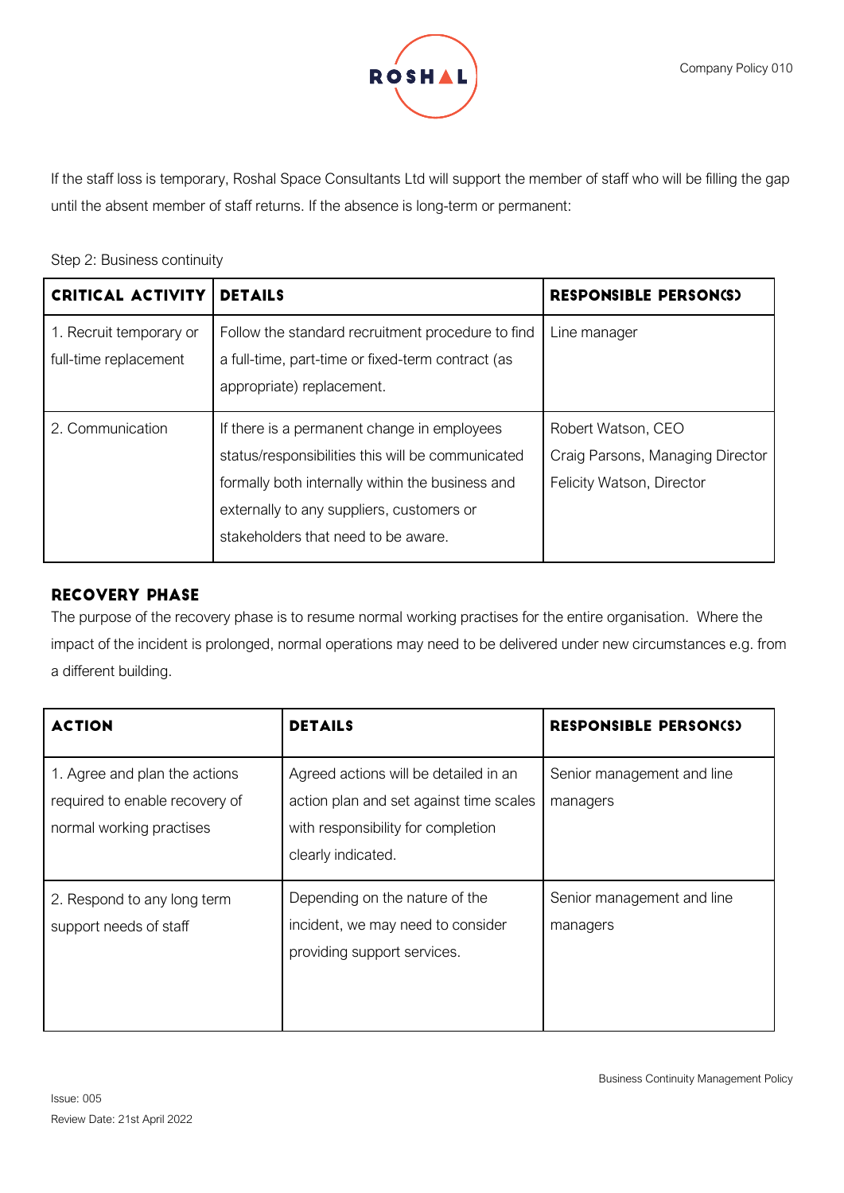If the staff loss is temporary, Roshal Space Consultants Ltd will support the member of staff who will be filling the gap until the absent member of staff returns. If the absence is long-term or permanent:

Step 2: Business continuity

| CRITICAL ACTIVITY | DETAILS | RESPONSIBLE PERSON(S) |
|---|---|---|
| 1. Recruit temporary or full-time replacement | Follow the standard recruitment procedure to find a full-time, part-time or fixed-term contract (as appropriate) replacement. | Line manager |
| 2. Communication | If there is a permanent change in employees status/responsibilities this will be communicated formally both internally within the business and externally to any suppliers, customers or stakeholders that need to be aware. | Robert Watson, CEO<br>Craig Parsons, Managing Director<br>Felicity Watson, Director |

## RECOVERY PHASE

The purpose of the recovery phase is to resume normal working practises for the entire organisation. Where the impact of the incident is prolonged, normal operations may need to be delivered under new circumstances e.g. from a different building.

| ACTION | DETAILS | RESPONSIBLE PERSON(S) |
|---|---|---|
| 1. Agree and plan the actions required to enable recovery of normal working practises | Agreed actions will be detailed in an action plan and set against time scales with responsibility for completion clearly indicated. | Senior management and line managers |
| 2. Respond to any long term support needs of staff | Depending on the nature of the incident, we may need to consider providing support services. | Senior management and line managers |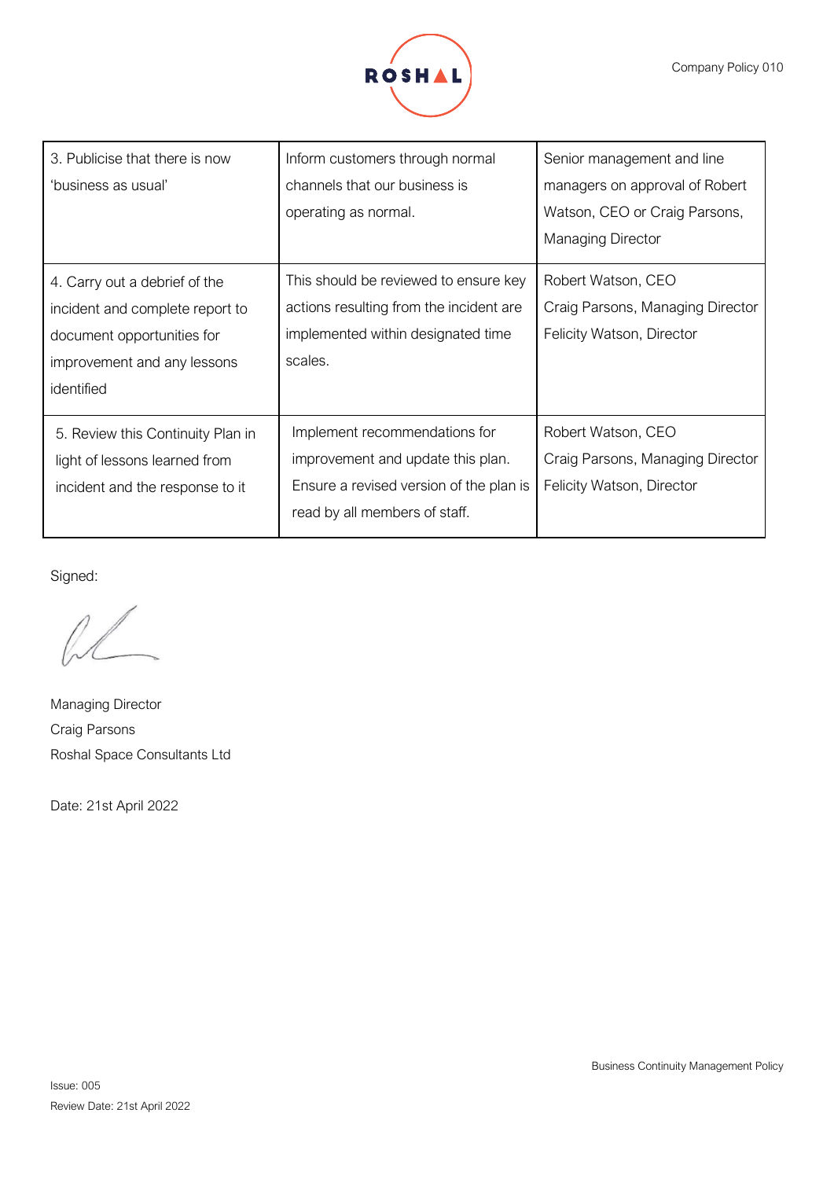| | | |
|---|---|---|
| 3. Publicise that there is now 'business as usual' | Inform customers through normal channels that our business is operating as normal. | Senior management and line managers on approval of Robert Watson, CEO or Craig Parsons, Managing Director |
| 4. Carry out a debrief of the incident and complete report to document opportunities for improvement and any lessons identified | This should be reviewed to ensure key actions resulting from the incident are implemented within designated time scales. | Robert Watson, CEO<br>Craig Parsons, Managing Director<br>Felicity Watson, Director |
| 5. Review this Continuity Plan in light of lessons learned from incident and the response to it | Implement recommendations for improvement and update this plan. Ensure a revised version of the plan is read by all members of staff. | Robert Watson, CEO<br>Craig Parsons, Managing Director<br>Felicity Watson, Director |

Signed:

Managing Director
Craig Parsons
Roshal Space Consultants Ltd

Date: 21st April 2022

Issue: 005
Review Date: 21st April 2022